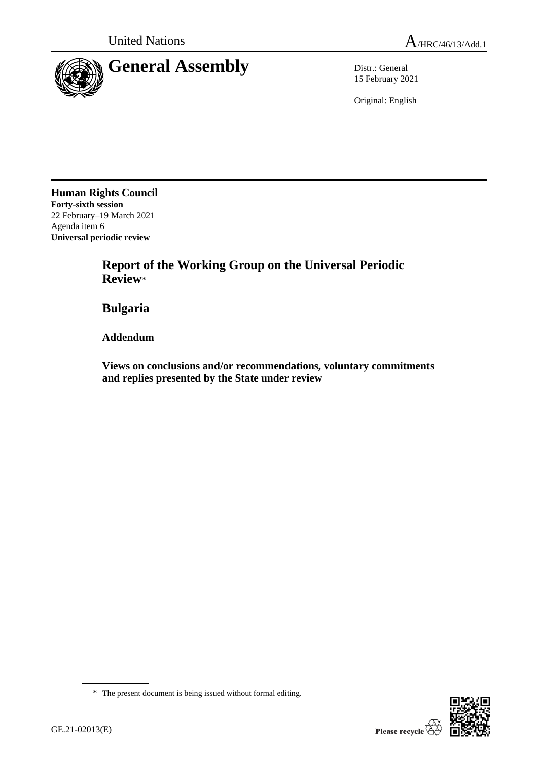United Nations | A/HRC/46/13/Add.1

# General Assembly

Distr.: General
15 February 2021

Original: English

**Human Rights Council**
**Forty-sixth session**
22 February–19 March 2021
Agenda item 6
**Universal periodic review**

## Report of the Working Group on the Universal Periodic Review*

## Bulgaria

### Addendum

### Views on conclusions and/or recommendations, voluntary commitments and replies presented by the State under review

\* The present document is being issued without formal editing.

GE.21-02013(E)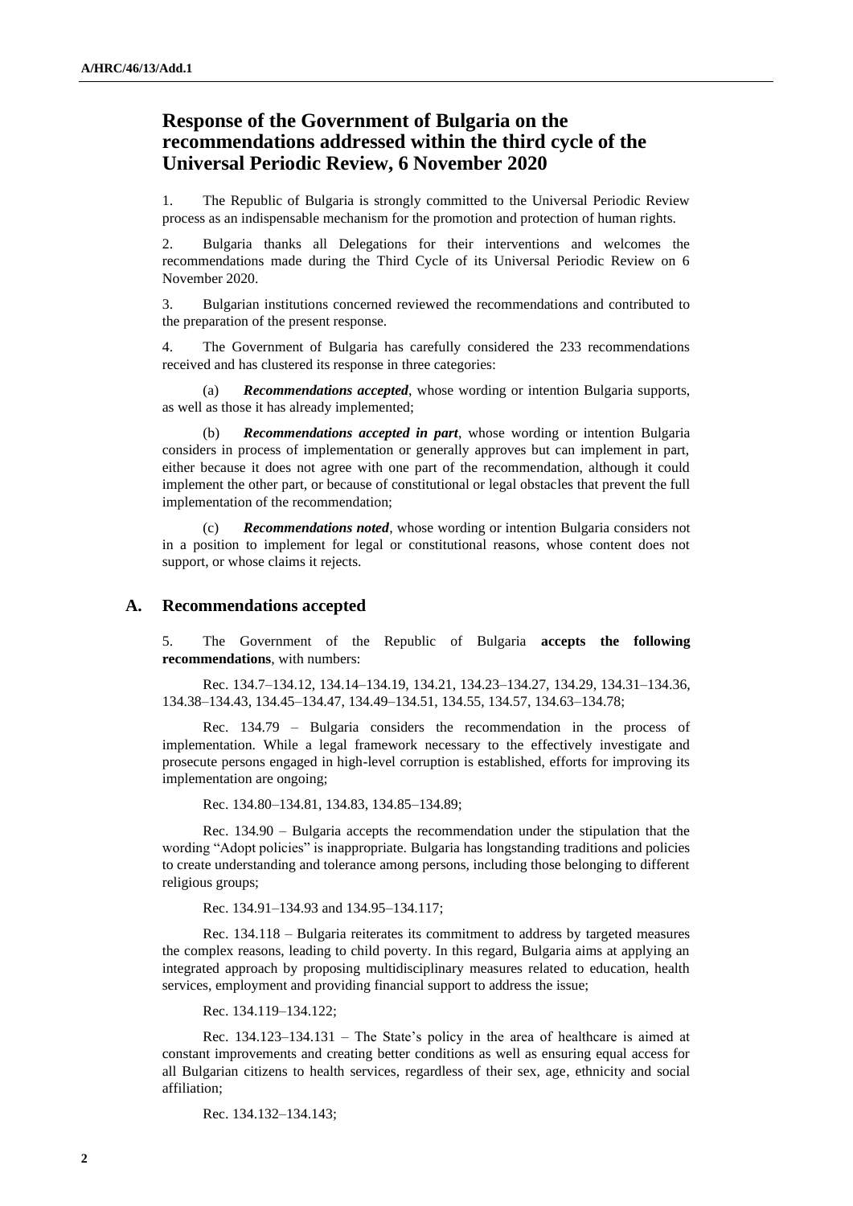# Response of the Government of Bulgaria on the recommendations addressed within the third cycle of the Universal Periodic Review, 6 November 2020

1. The Republic of Bulgaria is strongly committed to the Universal Periodic Review process as an indispensable mechanism for the promotion and protection of human rights.

2. Bulgaria thanks all Delegations for their interventions and welcomes the recommendations made during the Third Cycle of its Universal Periodic Review on 6 November 2020.

3. Bulgarian institutions concerned reviewed the recommendations and contributed to the preparation of the present response.

4. The Government of Bulgaria has carefully considered the 233 recommendations received and has clustered its response in three categories:

(a) ***Recommendations accepted***, whose wording or intention Bulgaria supports, as well as those it has already implemented;

(b) ***Recommendations accepted in part***, whose wording or intention Bulgaria considers in process of implementation or generally approves but can implement in part, either because it does not agree with one part of the recommendation, although it could implement the other part, or because of constitutional or legal obstacles that prevent the full implementation of the recommendation;

(c) ***Recommendations noted***, whose wording or intention Bulgaria considers not in a position to implement for legal or constitutional reasons, whose content does not support, or whose claims it rejects.

## A. Recommendations accepted

5. The Government of the Republic of Bulgaria **accepts the following recommendations**, with numbers:

Rec. 134.7–134.12, 134.14–134.19, 134.21, 134.23–134.27, 134.29, 134.31–134.36, 134.38–134.43, 134.45–134.47, 134.49–134.51, 134.55, 134.57, 134.63–134.78;

Rec. 134.79 – Bulgaria considers the recommendation in the process of implementation. While a legal framework necessary to the effectively investigate and prosecute persons engaged in high-level corruption is established, efforts for improving its implementation are ongoing;

Rec. 134.80–134.81, 134.83, 134.85–134.89;

Rec. 134.90 – Bulgaria accepts the recommendation under the stipulation that the wording "Adopt policies" is inappropriate. Bulgaria has longstanding traditions and policies to create understanding and tolerance among persons, including those belonging to different religious groups;

Rec. 134.91–134.93 and 134.95–134.117;

Rec. 134.118 – Bulgaria reiterates its commitment to address by targeted measures the complex reasons, leading to child poverty. In this regard, Bulgaria aims at applying an integrated approach by proposing multidisciplinary measures related to education, health services, employment and providing financial support to address the issue;

Rec. 134.119–134.122;

Rec. 134.123–134.131 – The State's policy in the area of healthcare is aimed at constant improvements and creating better conditions as well as ensuring equal access for all Bulgarian citizens to health services, regardless of their sex, age, ethnicity and social affiliation;

Rec. 134.132–134.143;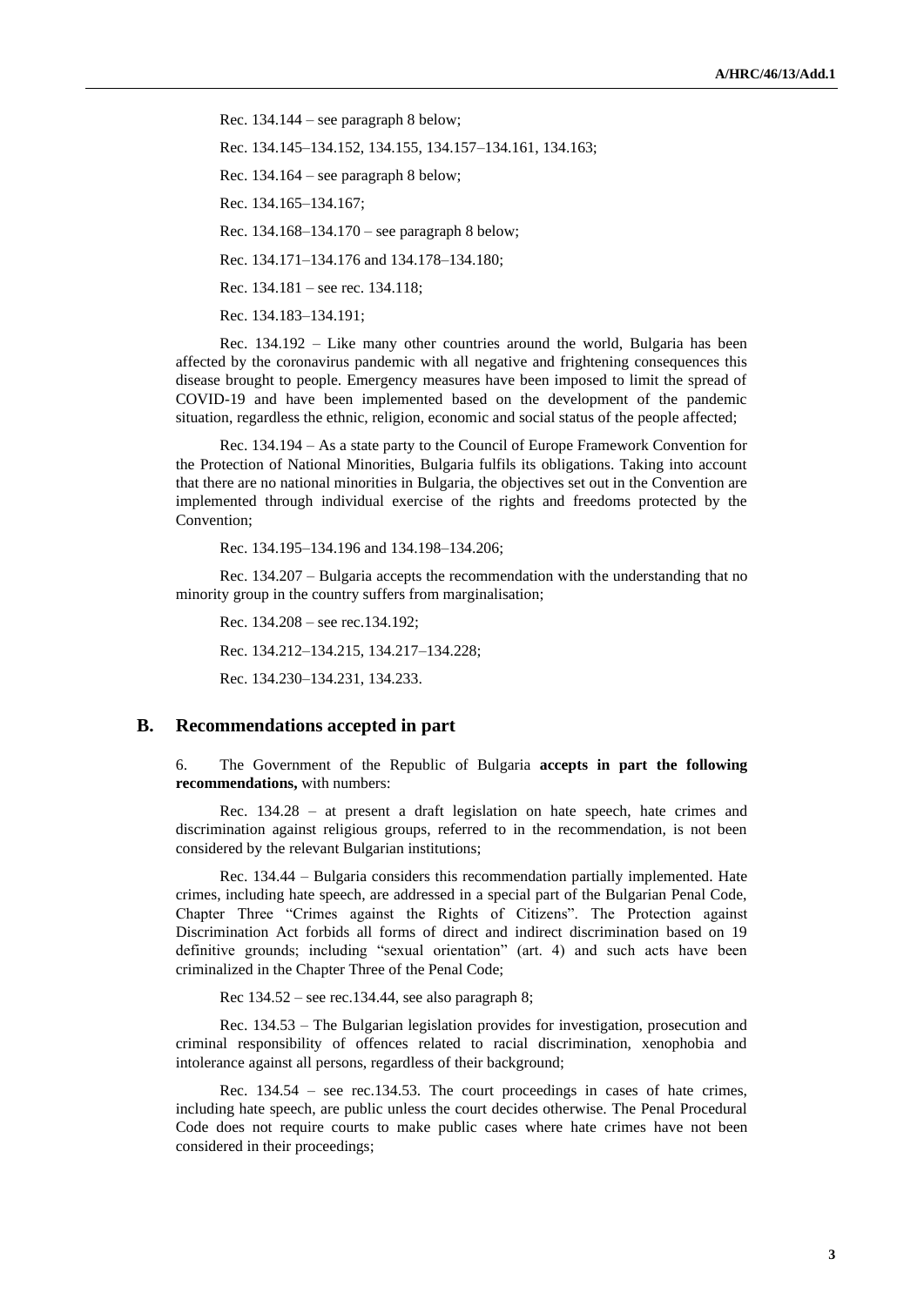Rec. 134.144 – see paragraph 8 below;

Rec. 134.145–134.152, 134.155, 134.157–134.161, 134.163;

Rec. 134.164 – see paragraph 8 below;

Rec. 134.165–134.167;

Rec. 134.168–134.170 – see paragraph 8 below;

Rec. 134.171–134.176 and 134.178–134.180;

Rec. 134.181 – see rec. 134.118;

Rec. 134.183–134.191;

Rec. 134.192 – Like many other countries around the world, Bulgaria has been affected by the coronavirus pandemic with all negative and frightening consequences this disease brought to people. Emergency measures have been imposed to limit the spread of COVID-19 and have been implemented based on the development of the pandemic situation, regardless the ethnic, religion, economic and social status of the people affected;

Rec. 134.194 – As a state party to the Council of Europe Framework Convention for the Protection of National Minorities, Bulgaria fulfils its obligations. Taking into account that there are no national minorities in Bulgaria, the objectives set out in the Convention are implemented through individual exercise of the rights and freedoms protected by the Convention;

Rec. 134.195–134.196 and 134.198–134.206;

Rec. 134.207 – Bulgaria accepts the recommendation with the understanding that no minority group in the country suffers from marginalisation;

Rec. 134.208 – see rec.134.192;

Rec. 134.212–134.215, 134.217–134.228;

Rec. 134.230–134.231, 134.233.

## B. Recommendations accepted in part

6. The Government of the Republic of Bulgaria **accepts in part the following recommendations,** with numbers:

Rec. 134.28 – at present a draft legislation on hate speech, hate crimes and discrimination against religious groups, referred to in the recommendation, is not been considered by the relevant Bulgarian institutions;

Rec. 134.44 – Bulgaria considers this recommendation partially implemented. Hate crimes, including hate speech, are addressed in a special part of the Bulgarian Penal Code, Chapter Three "Crimes against the Rights of Citizens". The Protection against Discrimination Act forbids all forms of direct and indirect discrimination based on 19 definitive grounds; including "sexual orientation" (art. 4) and such acts have been criminalized in the Chapter Three of the Penal Code;

Rec 134.52 – see rec.134.44, see also paragraph 8;

Rec. 134.53 – The Bulgarian legislation provides for investigation, prosecution and criminal responsibility of offences related to racial discrimination, xenophobia and intolerance against all persons, regardless of their background;

Rec. 134.54 – see rec.134.53. The court proceedings in cases of hate crimes, including hate speech, are public unless the court decides otherwise. The Penal Procedural Code does not require courts to make public cases where hate crimes have not been considered in their proceedings;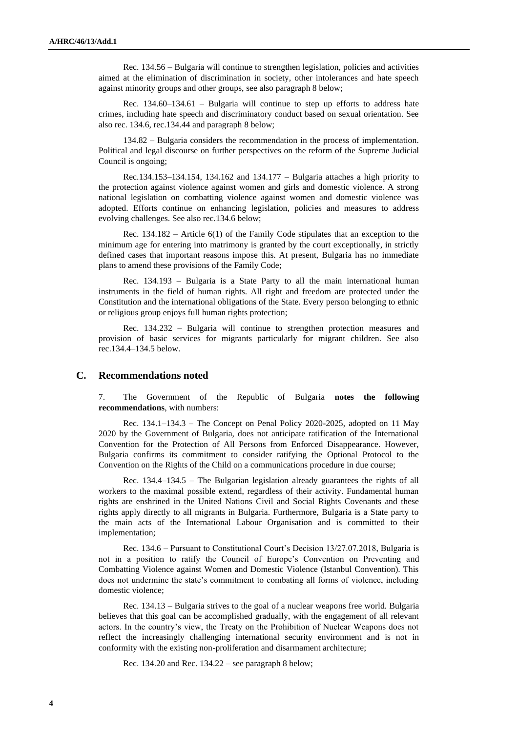Rec. 134.56 – Bulgaria will continue to strengthen legislation, policies and activities aimed at the elimination of discrimination in society, other intolerances and hate speech against minority groups and other groups, see also paragraph 8 below;

Rec. 134.60–134.61 – Bulgaria will continue to step up efforts to address hate crimes, including hate speech and discriminatory conduct based on sexual orientation. See also rec. 134.6, rec.134.44 and paragraph 8 below;

134.82 – Bulgaria considers the recommendation in the process of implementation. Political and legal discourse on further perspectives on the reform of the Supreme Judicial Council is ongoing;

Rec.134.153–134.154, 134.162 and 134.177 – Bulgaria attaches a high priority to the protection against violence against women and girls and domestic violence. A strong national legislation on combatting violence against women and domestic violence was adopted. Efforts continue on enhancing legislation, policies and measures to address evolving challenges. See also rec.134.6 below;

Rec. 134.182 – Article 6(1) of the Family Code stipulates that an exception to the minimum age for entering into matrimony is granted by the court exceptionally, in strictly defined cases that important reasons impose this. At present, Bulgaria has no immediate plans to amend these provisions of the Family Code;

Rec. 134.193 – Bulgaria is a State Party to all the main international human instruments in the field of human rights. All right and freedom are protected under the Constitution and the international obligations of the State. Every person belonging to ethnic or religious group enjoys full human rights protection;

Rec. 134.232 – Bulgaria will continue to strengthen protection measures and provision of basic services for migrants particularly for migrant children. See also rec.134.4–134.5 below.

## C. Recommendations noted

7. The Government of the Republic of Bulgaria **notes the following recommendations**, with numbers:

Rec. 134.1–134.3 – The Concept on Penal Policy 2020-2025, adopted on 11 May 2020 by the Government of Bulgaria, does not anticipate ratification of the International Convention for the Protection of All Persons from Enforced Disappearance. However, Bulgaria confirms its commitment to consider ratifying the Optional Protocol to the Convention on the Rights of the Child on a communications procedure in due course;

Rec. 134.4–134.5 – The Bulgarian legislation already guarantees the rights of all workers to the maximal possible extend, regardless of their activity. Fundamental human rights are enshrined in the United Nations Civil and Social Rights Covenants and these rights apply directly to all migrants in Bulgaria. Furthermore, Bulgaria is a State party to the main acts of the International Labour Organisation and is committed to their implementation;

Rec. 134.6 – Pursuant to Constitutional Court's Decision 13/27.07.2018, Bulgaria is not in a position to ratify the Council of Europe's Convention on Preventing and Combatting Violence against Women and Domestic Violence (Istanbul Convention). This does not undermine the state's commitment to combating all forms of violence, including domestic violence;

Rec. 134.13 – Bulgaria strives to the goal of a nuclear weapons free world. Bulgaria believes that this goal can be accomplished gradually, with the engagement of all relevant actors. In the country's view, the Treaty on the Prohibition of Nuclear Weapons does not reflect the increasingly challenging international security environment and is not in conformity with the existing non-proliferation and disarmament architecture;

Rec. 134.20 and Rec. 134.22 – see paragraph 8 below;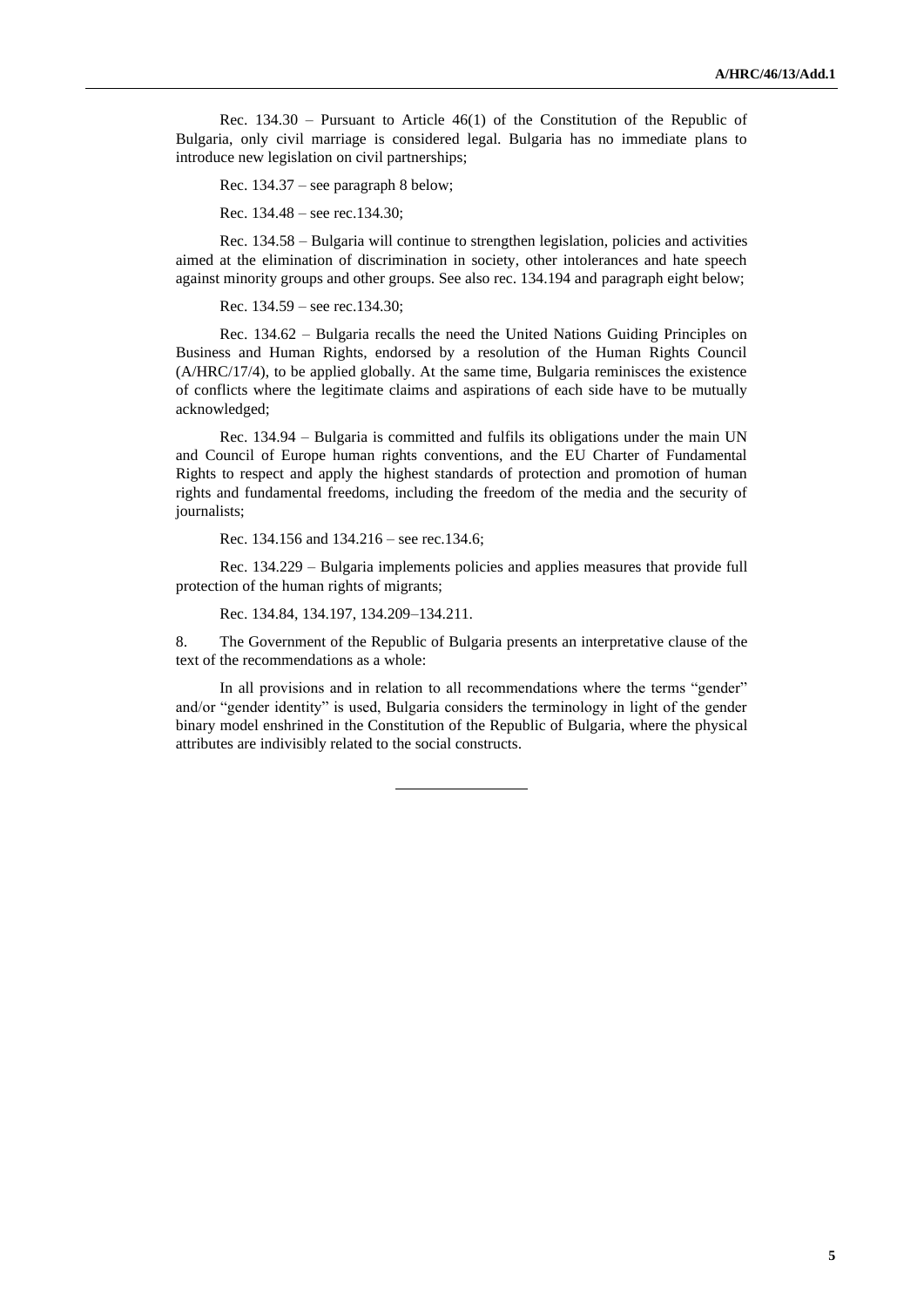Rec. 134.30 – Pursuant to Article 46(1) of the Constitution of the Republic of Bulgaria, only civil marriage is considered legal. Bulgaria has no immediate plans to introduce new legislation on civil partnerships;

Rec. 134.37 – see paragraph 8 below;

Rec. 134.48 – see rec.134.30;

Rec. 134.58 – Bulgaria will continue to strengthen legislation, policies and activities aimed at the elimination of discrimination in society, other intolerances and hate speech against minority groups and other groups. See also rec. 134.194 and paragraph eight below;

Rec. 134.59 – see rec.134.30;

Rec. 134.62 – Bulgaria recalls the need the United Nations Guiding Principles on Business and Human Rights, endorsed by a resolution of the Human Rights Council (A/HRC/17/4), to be applied globally. At the same time, Bulgaria reminisces the existence of conflicts where the legitimate claims and aspirations of each side have to be mutually acknowledged;

Rec. 134.94 – Bulgaria is committed and fulfils its obligations under the main UN and Council of Europe human rights conventions, and the EU Charter of Fundamental Rights to respect and apply the highest standards of protection and promotion of human rights and fundamental freedoms, including the freedom of the media and the security of journalists;

Rec. 134.156 and 134.216 – see rec.134.6;

Rec. 134.229 – Bulgaria implements policies and applies measures that provide full protection of the human rights of migrants;

Rec. 134.84, 134.197, 134.209–134.211.

8. The Government of the Republic of Bulgaria presents an interpretative clause of the text of the recommendations as a whole:

In all provisions and in relation to all recommendations where the terms "gender" and/or "gender identity" is used, Bulgaria considers the terminology in light of the gender binary model enshrined in the Constitution of the Republic of Bulgaria, where the physical attributes are indivisibly related to the social constructs.